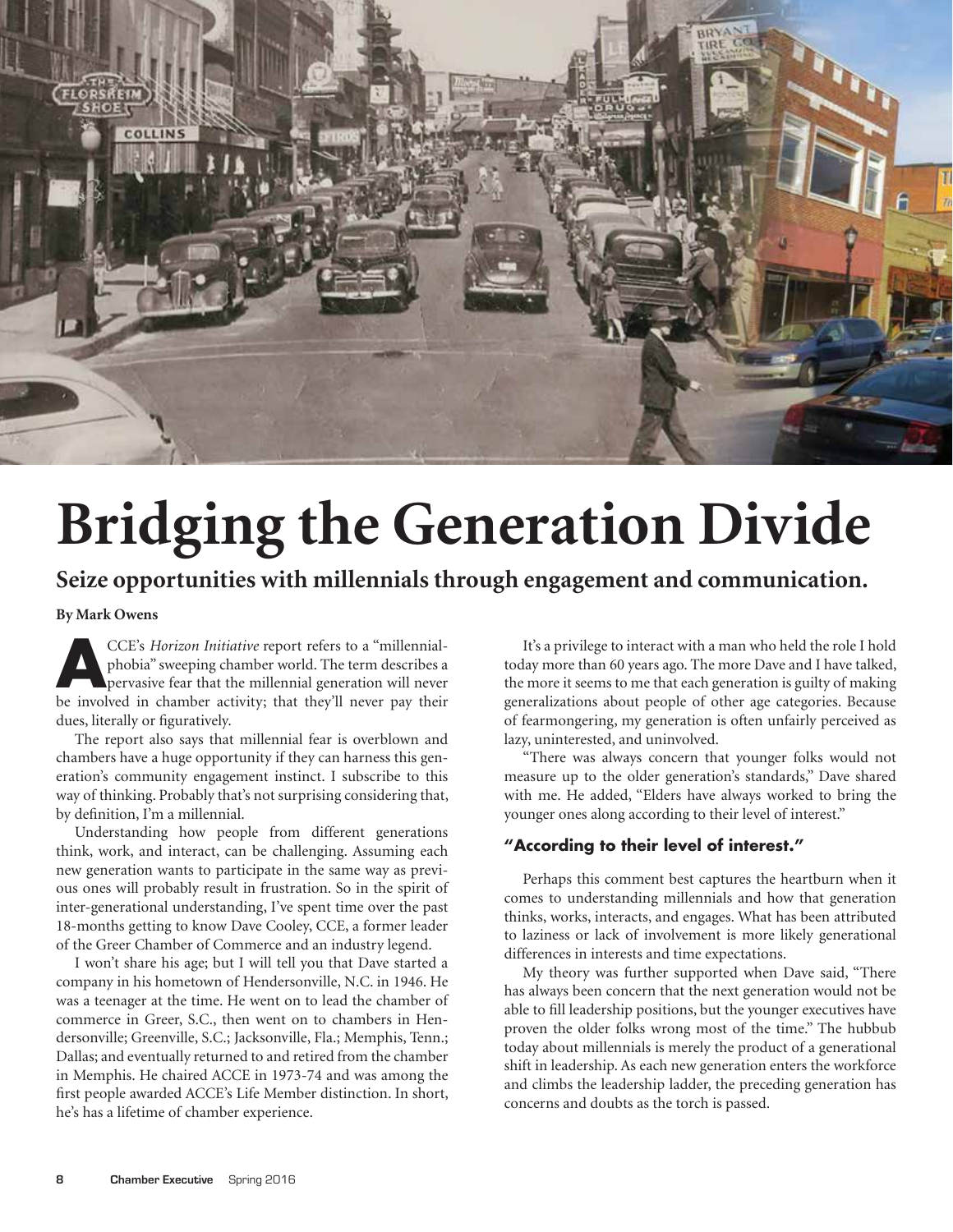# Bridging the Generation Divide

## Seize opportunities with millennials through engagement and communication.

**By Mark Owens**

ACCE's *Horizon Initiative* report refers to a "millennial-phobia" sweeping chamber world. The term describes a pervasive fear that the millennial generation will never be involved in chamber activity; that they'll never pay their dues, literally or figuratively.

The report also says that millennial fear is overblown and chambers have a huge opportunity if they can harness this generation's community engagement instinct. I subscribe to this way of thinking. Probably that's not surprising considering that, by definition, I'm a millennial.

Understanding how people from different generations think, work, and interact, can be challenging. Assuming each new generation wants to participate in the same way as previous ones will probably result in frustration. So in the spirit of inter-generational understanding, I've spent time over the past 18-months getting to know Dave Cooley, CCE, a former leader of the Greer Chamber of Commerce and an industry legend.

I won't share his age; but I will tell you that Dave started a company in his hometown of Hendersonville, N.C. in 1946. He was a teenager at the time. He went on to lead the chamber of commerce in Greer, S.C., then went on to chambers in Hendersonville; Greenville, S.C.; Jacksonville, Fla.; Memphis, Tenn.; Dallas; and eventually returned to and retired from the chamber in Memphis. He chaired ACCE in 1973-74 and was among the first people awarded ACCE's Life Member distinction. In short, he's has a lifetime of chamber experience.

It's a privilege to interact with a man who held the role I hold today more than 60 years ago. The more Dave and I have talked, the more it seems to me that each generation is guilty of making generalizations about people of other age categories. Because of fearmongering, my generation is often unfairly perceived as lazy, uninterested, and uninvolved.

"There was always concern that younger folks would not measure up to the older generation's standards," Dave shared with me. He added, "Elders have always worked to bring the younger ones along according to their level of interest."

### "According to their level of interest."

Perhaps this comment best captures the heartburn when it comes to understanding millennials and how that generation thinks, works, interacts, and engages. What has been attributed to laziness or lack of involvement is more likely generational differences in interests and time expectations.

My theory was further supported when Dave said, "There has always been concern that the next generation would not be able to fill leadership positions, but the younger executives have proven the older folks wrong most of the time." The hubbub today about millennials is merely the product of a generational shift in leadership. As each new generation enters the workforce and climbs the leadership ladder, the preceding generation has concerns and doubts as the torch is passed.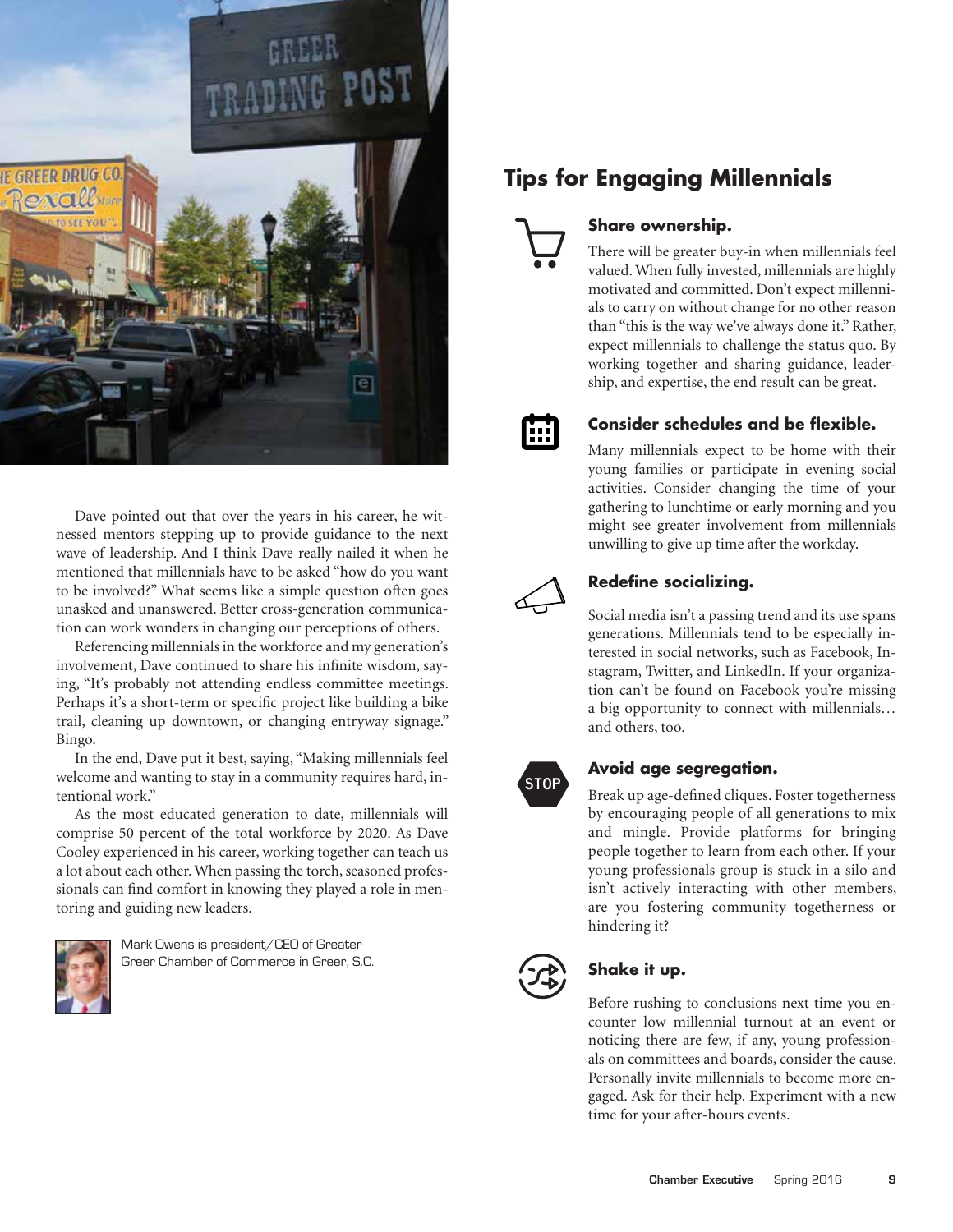Dave pointed out that over the years in his career, he witnessed mentors stepping up to provide guidance to the next wave of leadership. And I think Dave really nailed it when he mentioned that millennials have to be asked "how do you want to be involved?" What seems like a simple question often goes unasked and unanswered. Better cross-generation communication can work wonders in changing our perceptions of others.

Referencing millennials in the workforce and my generation's involvement, Dave continued to share his infinite wisdom, saying, "It's probably not attending endless committee meetings. Perhaps it's a short-term or specific project like building a bike trail, cleaning up downtown, or changing entryway signage." Bingo.

In the end, Dave put it best, saying, "Making millennials feel welcome and wanting to stay in a community requires hard, intentional work."

As the most educated generation to date, millennials will comprise 50 percent of the total workforce by 2020. As Dave Cooley experienced in his career, working together can teach us a lot about each other. When passing the torch, seasoned professionals can find comfort in knowing they played a role in mentoring and guiding new leaders.

Mark Owens is president/CEO of Greater Greer Chamber of Commerce in Greer, S.C.

## Tips for Engaging Millennials

### Share ownership.

There will be greater buy-in when millennials feel valued. When fully invested, millennials are highly motivated and committed. Don't expect millennials to carry on without change for no other reason than "this is the way we've always done it." Rather, expect millennials to challenge the status quo. By working together and sharing guidance, leadership, and expertise, the end result can be great.

### Consider schedules and be flexible.

Many millennials expect to be home with their young families or participate in evening social activities. Consider changing the time of your gathering to lunchtime or early morning and you might see greater involvement from millennials unwilling to give up time after the workday.

### Redefine socializing.

Social media isn't a passing trend and its use spans generations. Millennials tend to be especially interested in social networks, such as Facebook, Instagram, Twitter, and LinkedIn. If your organization can't be found on Facebook you're missing a big opportunity to connect with millennials… and others, too.

### Avoid age segregation.

Break up age-defined cliques. Foster togetherness by encouraging people of all generations to mix and mingle. Provide platforms for bringing people together to learn from each other. If your young professionals group is stuck in a silo and isn't actively interacting with other members, are you fostering community togetherness or hindering it?

### Shake it up.

Before rushing to conclusions next time you encounter low millennial turnout at an event or noticing there are few, if any, young professionals on committees and boards, consider the cause. Personally invite millennials to become more engaged. Ask for their help. Experiment with a new time for your after-hours events.